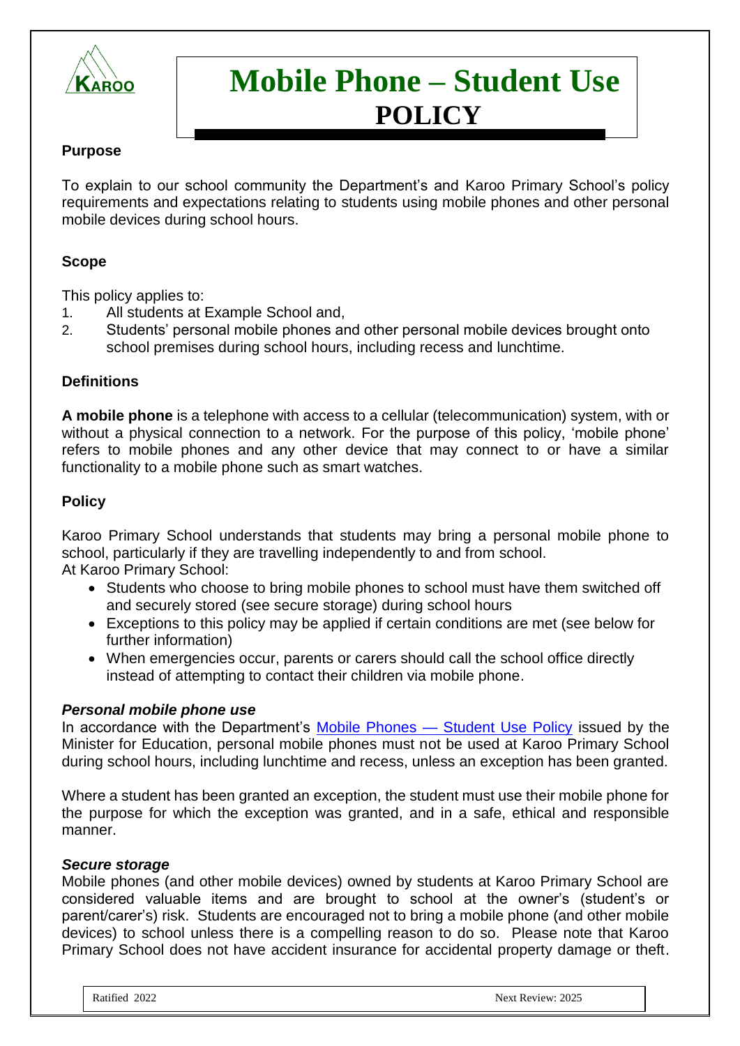# Mobile Phone – Student Use POLICY

## Purpose

To explain to our school community the Department's and Karoo Primary School's policy requirements and expectations relating to students using mobile phones and other personal mobile devices during school hours.

## Scope

This policy applies to:

1. All students at Example School and,
2. Students' personal mobile phones and other personal mobile devices brought onto school premises during school hours, including recess and lunchtime.

## Definitions

**A mobile phone** is a telephone with access to a cellular (telecommunication) system, with or without a physical connection to a network. For the purpose of this policy, 'mobile phone' refers to mobile phones and any other device that may connect to or have a similar functionality to a mobile phone such as smart watches.

## Policy

Karoo Primary School understands that students may bring a personal mobile phone to school, particularly if they are travelling independently to and from school.
At Karoo Primary School:

- Students who choose to bring mobile phones to school must have them switched off and securely stored (see secure storage) during school hours
- Exceptions to this policy may be applied if certain conditions are met (see below for further information)
- When emergencies occur, parents or carers should call the school office directly instead of attempting to contact their children via mobile phone.

### *Personal mobile phone use*

In accordance with the Department's Mobile Phones — Student Use Policy issued by the Minister for Education, personal mobile phones must not be used at Karoo Primary School during school hours, including lunchtime and recess, unless an exception has been granted.

Where a student has been granted an exception, the student must use their mobile phone for the purpose for which the exception was granted, and in a safe, ethical and responsible manner.

### *Secure storage*

Mobile phones (and other mobile devices) owned by students at Karoo Primary School are considered valuable items and are brought to school at the owner's (student's or parent/carer's) risk. Students are encouraged not to bring a mobile phone (and other mobile devices) to school unless there is a compelling reason to do so. Please note that Karoo Primary School does not have accident insurance for accidental property damage or theft.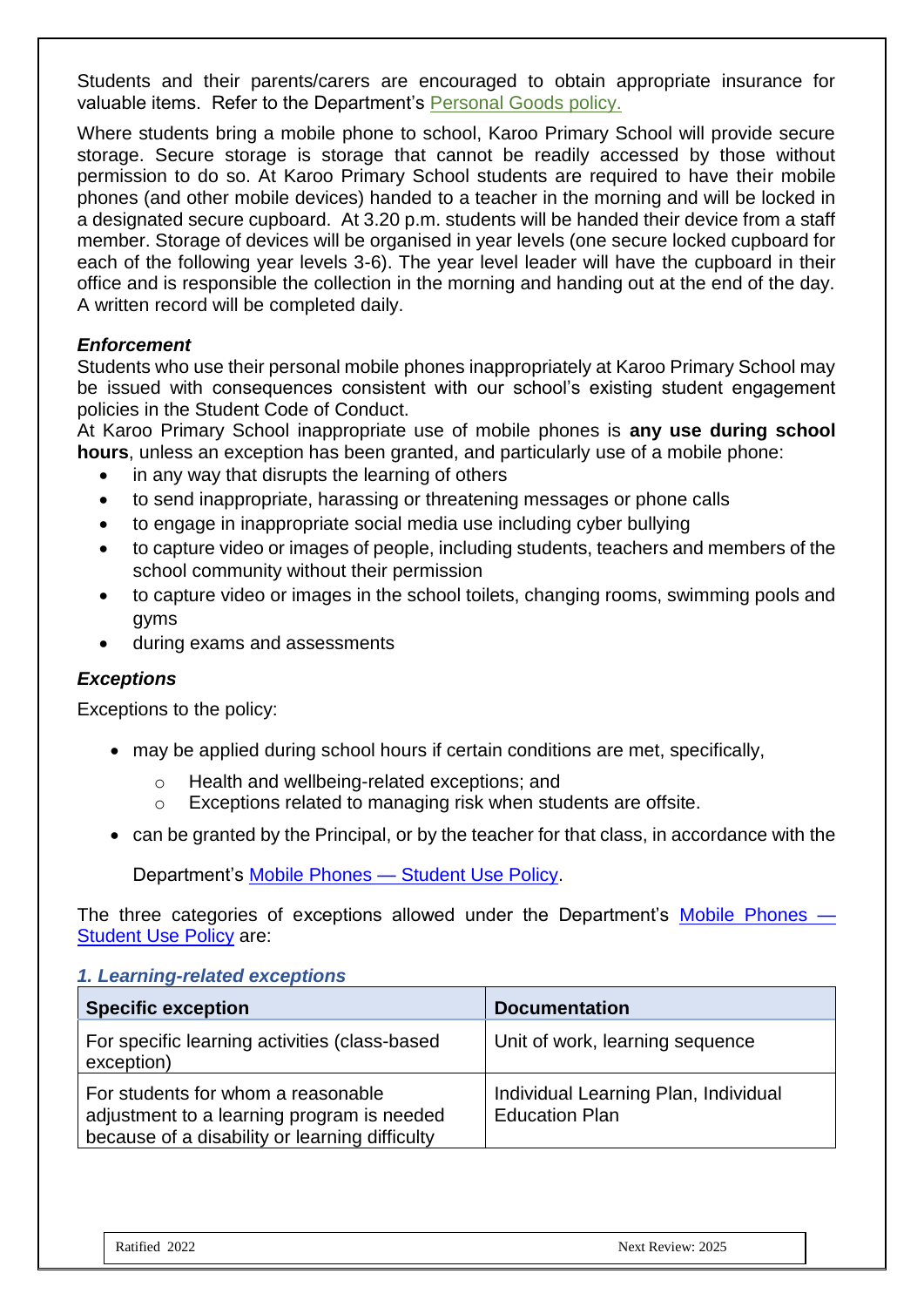Students and their parents/carers are encouraged to obtain appropriate insurance for valuable items. Refer to the Department's [Personal Goods policy.](#)

Where students bring a mobile phone to school, Karoo Primary School will provide secure storage. Secure storage is storage that cannot be readily accessed by those without permission to do so. At Karoo Primary School students are required to have their mobile phones (and other mobile devices) handed to a teacher in the morning and will be locked in a designated secure cupboard. At 3.20 p.m. students will be handed their device from a staff member. Storage of devices will be organised in year levels (one secure locked cupboard for each of the following year levels 3-6). The year level leader will have the cupboard in their office and is responsible the collection in the morning and handing out at the end of the day. A written record will be completed daily.

***Enforcement***

Students who use their personal mobile phones inappropriately at Karoo Primary School may be issued with consequences consistent with our school's existing student engagement policies in the Student Code of Conduct.

At Karoo Primary School inappropriate use of mobile phones is **any use during school hours**, unless an exception has been granted, and particularly use of a mobile phone:

- in any way that disrupts the learning of others
- to send inappropriate, harassing or threatening messages or phone calls
- to engage in inappropriate social media use including cyber bullying
- to capture video or images of people, including students, teachers and members of the school community without their permission
- to capture video or images in the school toilets, changing rooms, swimming pools and gyms
- during exams and assessments

***Exceptions***

Exceptions to the policy:

- may be applied during school hours if certain conditions are met, specifically,
    - Health and wellbeing-related exceptions; and
    - Exceptions related to managing risk when students are offsite.
- can be granted by the Principal, or by the teacher for that class, in accordance with the Department's [Mobile Phones — Student Use Policy](#).

The three categories of exceptions allowed under the Department's [Mobile Phones — Student Use Policy](#) are:

***1. Learning-related exceptions***

| **Specific exception** | **Documentation** |
| --- | --- |
| For specific learning activities (class-based exception) | Unit of work, learning sequence |
| For students for whom a reasonable adjustment to a learning program is needed because of a disability or learning difficulty | Individual Learning Plan, Individual Education Plan |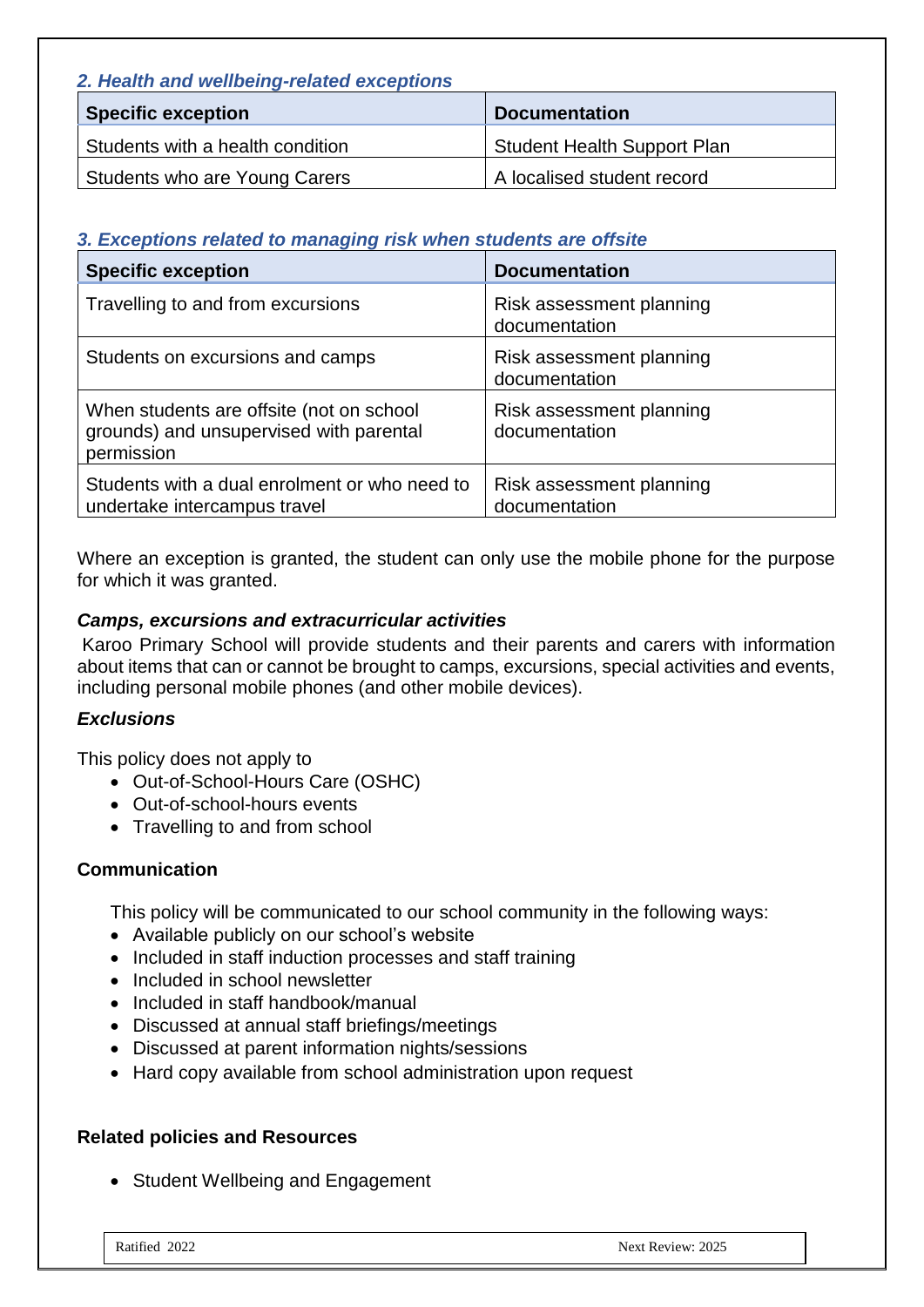### *2. Health and wellbeing-related exceptions*

| Specific exception | Documentation |
| --- | --- |
| Students with a health condition | Student Health Support Plan |
| Students who are Young Carers | A localised student record |

### *3. Exceptions related to managing risk when students are offsite*

| Specific exception | Documentation |
| --- | --- |
| Travelling to and from excursions | Risk assessment planning documentation |
| Students on excursions and camps | Risk assessment planning documentation |
| When students are offsite (not on school grounds) and unsupervised with parental permission | Risk assessment planning documentation |
| Students with a dual enrolment or who need to undertake intercampus travel | Risk assessment planning documentation |

Where an exception is granted, the student can only use the mobile phone for the purpose for which it was granted.

***Camps, excursions and extracurricular activities***

Karoo Primary School will provide students and their parents and carers with information about items that can or cannot be brought to camps, excursions, special activities and events, including personal mobile phones (and other mobile devices).

***Exclusions***

This policy does not apply to

- Out-of-School-Hours Care (OSHC)
- Out-of-school-hours events
- Travelling to and from school

**Communication**

This policy will be communicated to our school community in the following ways:

- Available publicly on our school's website
- Included in staff induction processes and staff training
- Included in school newsletter
- Included in staff handbook/manual
- Discussed at annual staff briefings/meetings
- Discussed at parent information nights/sessions
- Hard copy available from school administration upon request

**Related policies and Resources**

- Student Wellbeing and Engagement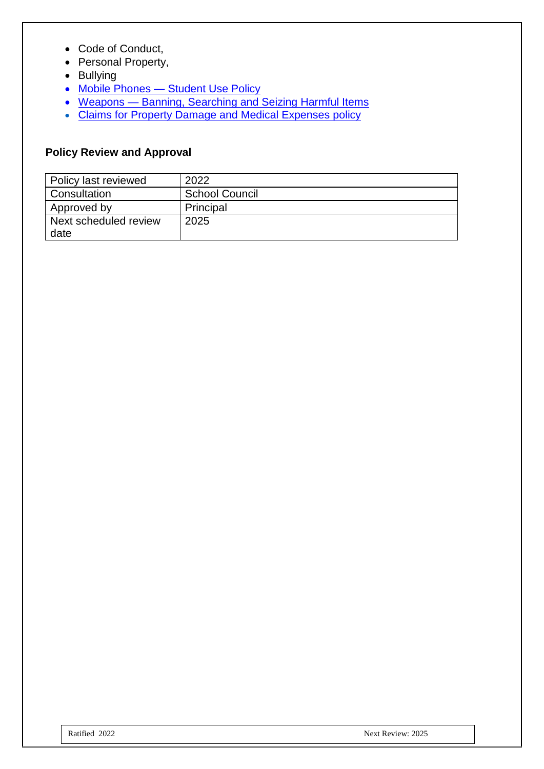- Code of Conduct,
- Personal Property,
- Bullying
- Mobile Phones — Student Use Policy
- Weapons — Banning, Searching and Seizing Harmful Items
- Claims for Property Damage and Medical Expenses policy

**Policy Review and Approval**

| | |
|---|---|
| Policy last reviewed | 2022 |
| Consultation | School Council |
| Approved by | Principal |
| Next scheduled review date | 2025 |